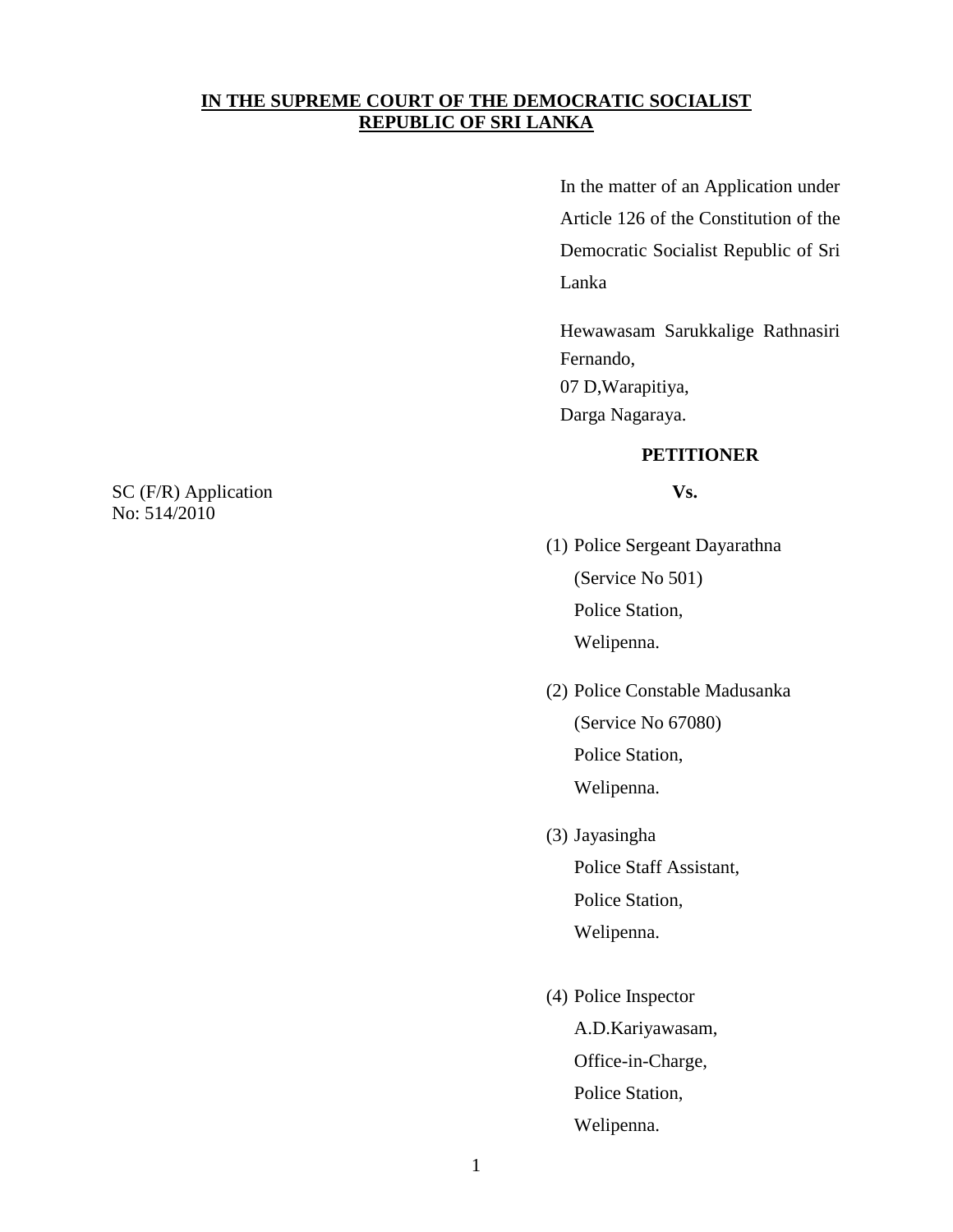**IN THE SUPREME COURT OF THE DEMOCRATIC SOCIALIST REPUBLIC OF SRI LANKA**

In the matter of an Application under Article 126 of the Constitution of the Democratic Socialist Republic of Sri Lanka

Hewawasam Sarukkalige Rathnasiri Fernando,
07 D,Warapitiya,
Darga Nagaraya.

**PETITIONER**

SC (F/R) Application
No: 514/2010

**Vs.**

(1) Police Sergeant Dayarathna
(Service No 501)
Police Station,
Welipenna.

(2) Police Constable Madusanka
(Service No 67080)
Police Station,
Welipenna.

(3) Jayasingha
Police Staff Assistant,
Police Station,
Welipenna.

(4) Police Inspector
A.D.Kariyawasam,
Office-in-Charge,
Police Station,
Welipenna.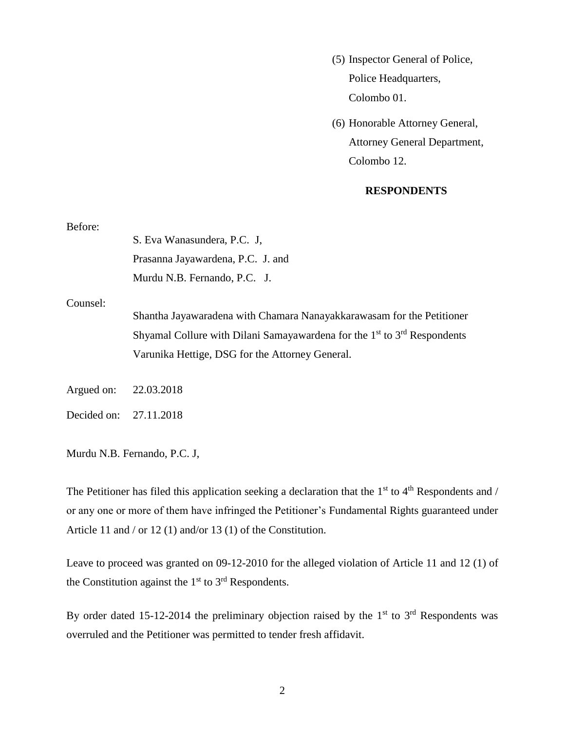(5) Inspector General of Police,
Police Headquarters,
Colombo 01.

(6) Honorable Attorney General,
Attorney General Department,
Colombo 12.

**RESPONDENTS**

Before:

S. Eva Wanasundera, P.C. J,
Prasanna Jayawardena, P.C. J. and
Murdu N.B. Fernando, P.C. J.

Counsel:

Shantha Jayawaradena with Chamara Nanayakkarawasam for the Petitioner
Shyamal Collure with Dilani Samayawardena for the 1st to 3rd Respondents
Varunika Hettige, DSG for the Attorney General.

Argued on: 22.03.2018

Decided on: 27.11.2018

Murdu N.B. Fernando, P.C. J,

The Petitioner has filed this application seeking a declaration that the 1st to 4th Respondents and / or any one or more of them have infringed the Petitioner's Fundamental Rights guaranteed under Article 11 and / or 12 (1) and/or 13 (1) of the Constitution.

Leave to proceed was granted on 09-12-2010 for the alleged violation of Article 11 and 12 (1) of the Constitution against the 1st to 3rd Respondents.

By order dated 15-12-2014 the preliminary objection raised by the 1st to 3rd Respondents was overruled and the Petitioner was permitted to tender fresh affidavit.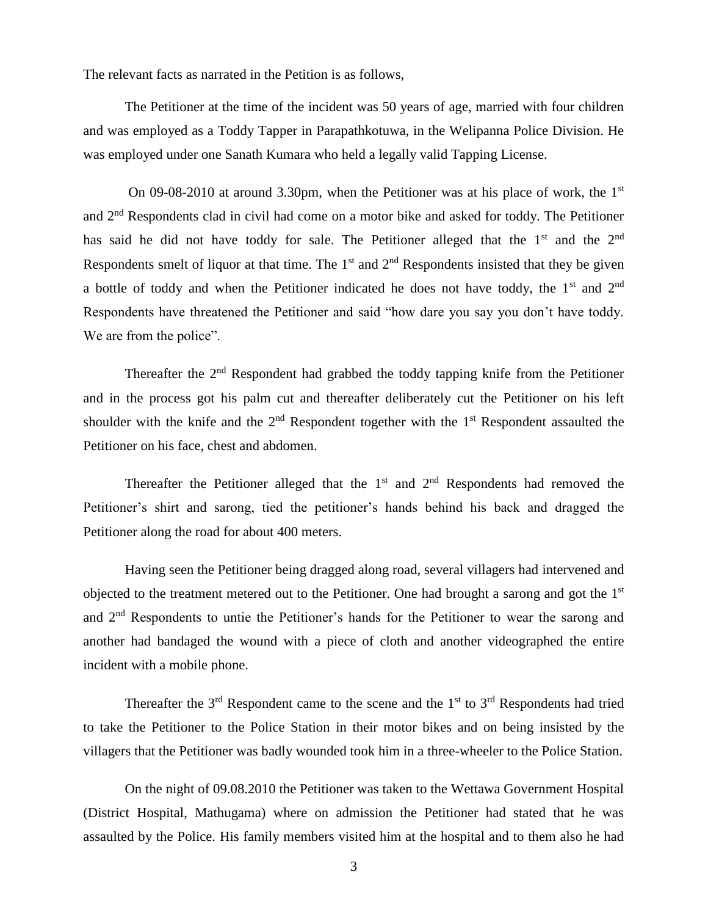The relevant facts as narrated in the Petition is as follows,

The Petitioner at the time of the incident was 50 years of age, married with four children and was employed as a Toddy Tapper in Parapathkotuwa, in the Welipanna Police Division. He was employed under one Sanath Kumara who held a legally valid Tapping License.

On 09-08-2010 at around 3.30pm, when the Petitioner was at his place of work, the 1st and 2nd Respondents clad in civil had come on a motor bike and asked for toddy. The Petitioner has said he did not have toddy for sale. The Petitioner alleged that the 1st and the 2nd Respondents smelt of liquor at that time. The 1st and 2nd Respondents insisted that they be given a bottle of toddy and when the Petitioner indicated he does not have toddy, the 1st and 2nd Respondents have threatened the Petitioner and said "how dare you say you don't have toddy. We are from the police".

Thereafter the 2nd Respondent had grabbed the toddy tapping knife from the Petitioner and in the process got his palm cut and thereafter deliberately cut the Petitioner on his left shoulder with the knife and the 2nd Respondent together with the 1st Respondent assaulted the Petitioner on his face, chest and abdomen.

Thereafter the Petitioner alleged that the 1st and 2nd Respondents had removed the Petitioner's shirt and sarong, tied the petitioner's hands behind his back and dragged the Petitioner along the road for about 400 meters.

Having seen the Petitioner being dragged along road, several villagers had intervened and objected to the treatment metered out to the Petitioner. One had brought a sarong and got the 1st and 2nd Respondents to untie the Petitioner's hands for the Petitioner to wear the sarong and another had bandaged the wound with a piece of cloth and another videographed the entire incident with a mobile phone.

Thereafter the 3rd Respondent came to the scene and the 1st to 3rd Respondents had tried to take the Petitioner to the Police Station in their motor bikes and on being insisted by the villagers that the Petitioner was badly wounded took him in a three-wheeler to the Police Station.

On the night of 09.08.2010 the Petitioner was taken to the Wettawa Government Hospital (District Hospital, Mathugama) where on admission the Petitioner had stated that he was assaulted by the Police. His family members visited him at the hospital and to them also he had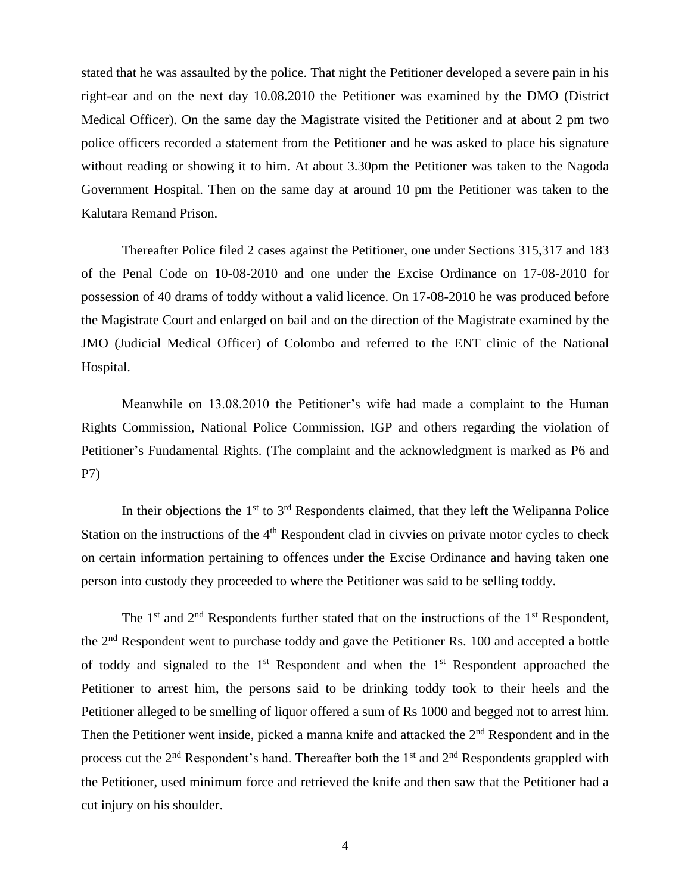stated that he was assaulted by the police. That night the Petitioner developed a severe pain in his right-ear and on the next day 10.08.2010 the Petitioner was examined by the DMO (District Medical Officer). On the same day the Magistrate visited the Petitioner and at about 2 pm two police officers recorded a statement from the Petitioner and he was asked to place his signature without reading or showing it to him. At about 3.30pm the Petitioner was taken to the Nagoda Government Hospital. Then on the same day at around 10 pm the Petitioner was taken to the Kalutara Remand Prison.

Thereafter Police filed 2 cases against the Petitioner, one under Sections 315,317 and 183 of the Penal Code on 10-08-2010 and one under the Excise Ordinance on 17-08-2010 for possession of 40 drams of toddy without a valid licence. On 17-08-2010 he was produced before the Magistrate Court and enlarged on bail and on the direction of the Magistrate examined by the JMO (Judicial Medical Officer) of Colombo and referred to the ENT clinic of the National Hospital.

Meanwhile on 13.08.2010 the Petitioner's wife had made a complaint to the Human Rights Commission, National Police Commission, IGP and others regarding the violation of Petitioner's Fundamental Rights. (The complaint and the acknowledgment is marked as P6 and P7)

In their objections the 1st to 3rd Respondents claimed, that they left the Welipanna Police Station on the instructions of the 4th Respondent clad in civvies on private motor cycles to check on certain information pertaining to offences under the Excise Ordinance and having taken one person into custody they proceeded to where the Petitioner was said to be selling toddy.

The 1st and 2nd Respondents further stated that on the instructions of the 1st Respondent, the 2nd Respondent went to purchase toddy and gave the Petitioner Rs. 100 and accepted a bottle of toddy and signaled to the 1st Respondent and when the 1st Respondent approached the Petitioner to arrest him, the persons said to be drinking toddy took to their heels and the Petitioner alleged to be smelling of liquor offered a sum of Rs 1000 and begged not to arrest him. Then the Petitioner went inside, picked a manna knife and attacked the 2nd Respondent and in the process cut the 2nd Respondent's hand. Thereafter both the 1st and 2nd Respondents grappled with the Petitioner, used minimum force and retrieved the knife and then saw that the Petitioner had a cut injury on his shoulder.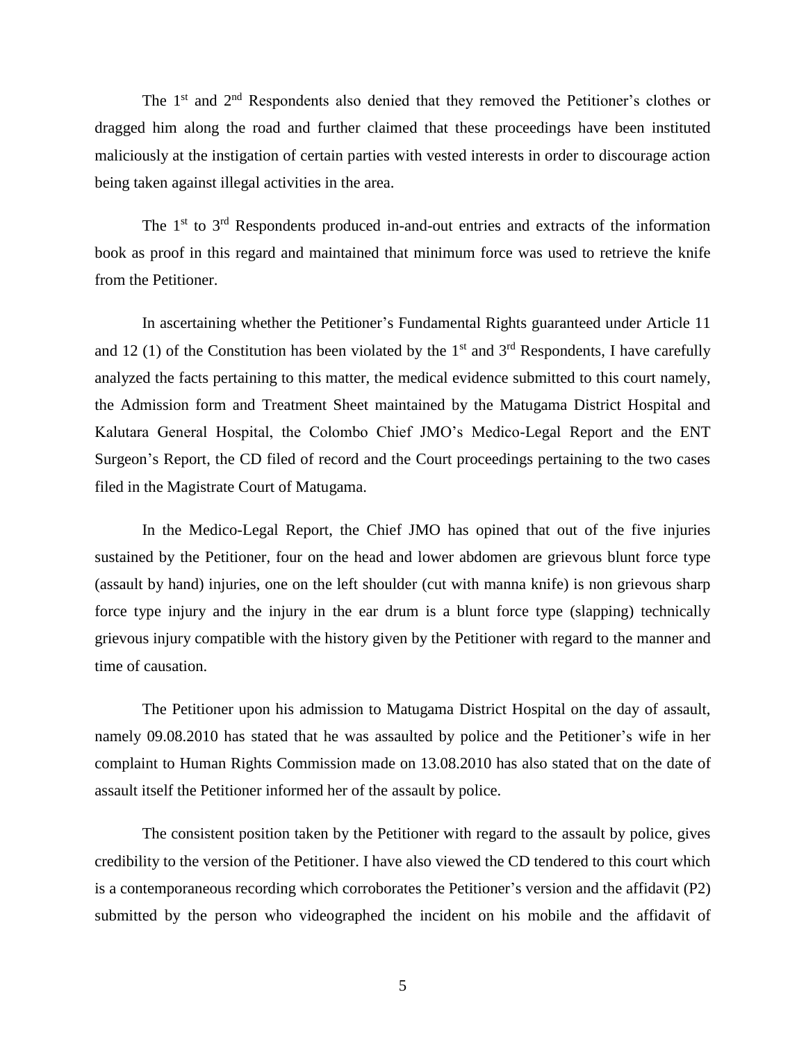The 1[st] and 2[nd] Respondents also denied that they removed the Petitioner's clothes or dragged him along the road and further claimed that these proceedings have been instituted maliciously at the instigation of certain parties with vested interests in order to discourage action being taken against illegal activities in the area.

The 1[st] to 3[rd] Respondents produced in-and-out entries and extracts of the information book as proof in this regard and maintained that minimum force was used to retrieve the knife from the Petitioner.

In ascertaining whether the Petitioner's Fundamental Rights guaranteed under Article 11 and 12 (1) of the Constitution has been violated by the 1[st] and 3[rd] Respondents, I have carefully analyzed the facts pertaining to this matter, the medical evidence submitted to this court namely, the Admission form and Treatment Sheet maintained by the Matugama District Hospital and Kalutara General Hospital, the Colombo Chief JMO's Medico-Legal Report and the ENT Surgeon's Report, the CD filed of record and the Court proceedings pertaining to the two cases filed in the Magistrate Court of Matugama.

In the Medico-Legal Report, the Chief JMO has opined that out of the five injuries sustained by the Petitioner, four on the head and lower abdomen are grievous blunt force type (assault by hand) injuries, one on the left shoulder (cut with manna knife) is non grievous sharp force type injury and the injury in the ear drum is a blunt force type (slapping) technically grievous injury compatible with the history given by the Petitioner with regard to the manner and time of causation.

The Petitioner upon his admission to Matugama District Hospital on the day of assault, namely 09.08.2010 has stated that he was assaulted by police and the Petitioner's wife in her complaint to Human Rights Commission made on 13.08.2010 has also stated that on the date of assault itself the Petitioner informed her of the assault by police.

The consistent position taken by the Petitioner with regard to the assault by police, gives credibility to the version of the Petitioner. I have also viewed the CD tendered to this court which is a contemporaneous recording which corroborates the Petitioner's version and the affidavit (P2) submitted by the person who videographed the incident on his mobile and the affidavit of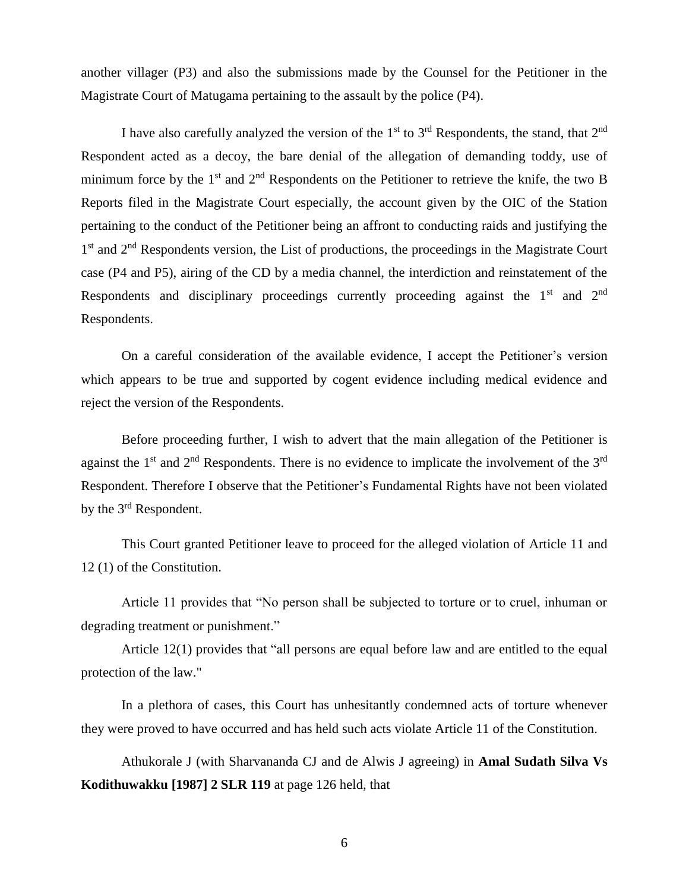another villager (P3) and also the submissions made by the Counsel for the Petitioner in the Magistrate Court of Matugama pertaining to the assault by the police (P4).

I have also carefully analyzed the version of the 1st to 3rd Respondents, the stand, that 2nd Respondent acted as a decoy, the bare denial of the allegation of demanding toddy, use of minimum force by the 1st and 2nd Respondents on the Petitioner to retrieve the knife, the two B Reports filed in the Magistrate Court especially, the account given by the OIC of the Station pertaining to the conduct of the Petitioner being an affront to conducting raids and justifying the 1st and 2nd Respondents version, the List of productions, the proceedings in the Magistrate Court case (P4 and P5), airing of the CD by a media channel, the interdiction and reinstatement of the Respondents and disciplinary proceedings currently proceeding against the 1st and 2nd Respondents.

On a careful consideration of the available evidence, I accept the Petitioner's version which appears to be true and supported by cogent evidence including medical evidence and reject the version of the Respondents.

Before proceeding further, I wish to advert that the main allegation of the Petitioner is against the 1st and 2nd Respondents. There is no evidence to implicate the involvement of the 3rd Respondent. Therefore I observe that the Petitioner's Fundamental Rights have not been violated by the 3rd Respondent.

This Court granted Petitioner leave to proceed for the alleged violation of Article 11 and 12 (1) of the Constitution.

Article 11 provides that "No person shall be subjected to torture or to cruel, inhuman or degrading treatment or punishment."

Article 12(1) provides that "all persons are equal before law and are entitled to the equal protection of the law."

In a plethora of cases, this Court has unhesitantly condemned acts of torture whenever they were proved to have occurred and has held such acts violate Article 11 of the Constitution.

Athukorale J (with Sharvananda CJ and de Alwis J agreeing) in **Amal Sudath Silva Vs Kodithuwakku [1987] 2 SLR 119** at page 126 held, that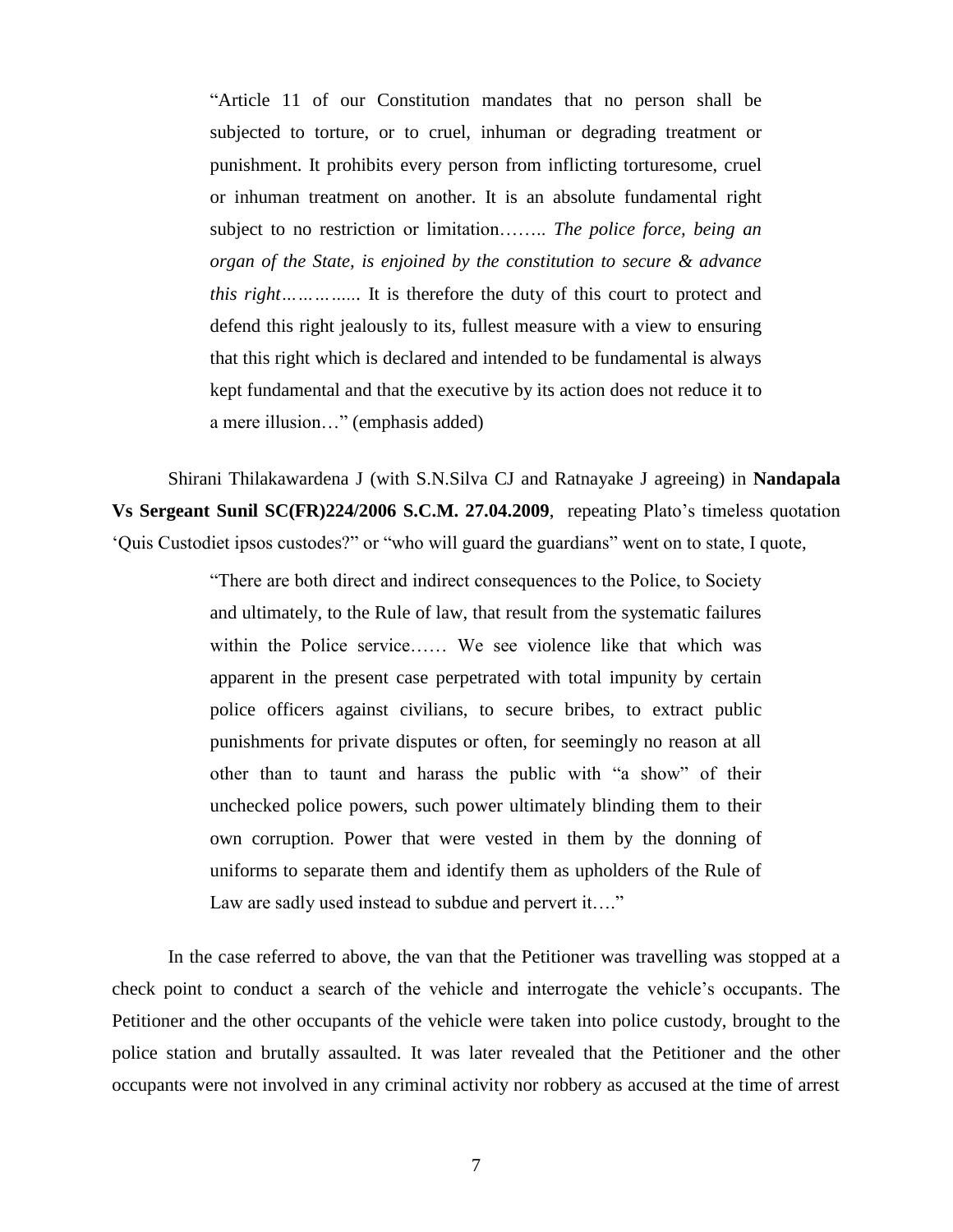> "Article 11 of our Constitution mandates that no person shall be subjected to torture, or to cruel, inhuman or degrading treatment or punishment. It prohibits every person from inflicting torturesome, cruel or inhuman treatment on another. It is an absolute fundamental right subject to no restriction or limitation…….. *The police force, being an organ of the State, is enjoined by the constitution to secure & advance this right…………..* It is therefore the duty of this court to protect and defend this right jealously to its, fullest measure with a view to ensuring that this right which is declared and intended to be fundamental is always kept fundamental and that the executive by its action does not reduce it to a mere illusion…" (emphasis added)

Shirani Thilakawardena J (with S.N.Silva CJ and Ratnayake J agreeing) in **Nandapala Vs Sergeant Sunil SC(FR)224/2006 S.C.M. 27.04.2009**, repeating Plato's timeless quotation 'Quis Custodiet ipsos custodes?" or "who will guard the guardians" went on to state, I quote,

> "There are both direct and indirect consequences to the Police, to Society and ultimately, to the Rule of law, that result from the systematic failures within the Police service…… We see violence like that which was apparent in the present case perpetrated with total impunity by certain police officers against civilians, to secure bribes, to extract public punishments for private disputes or often, for seemingly no reason at all other than to taunt and harass the public with "a show" of their unchecked police powers, such power ultimately blinding them to their own corruption. Power that were vested in them by the donning of uniforms to separate them and identify them as upholders of the Rule of Law are sadly used instead to subdue and pervert it…."

In the case referred to above, the van that the Petitioner was travelling was stopped at a check point to conduct a search of the vehicle and interrogate the vehicle's occupants. The Petitioner and the other occupants of the vehicle were taken into police custody, brought to the police station and brutally assaulted. It was later revealed that the Petitioner and the other occupants were not involved in any criminal activity nor robbery as accused at the time of arrest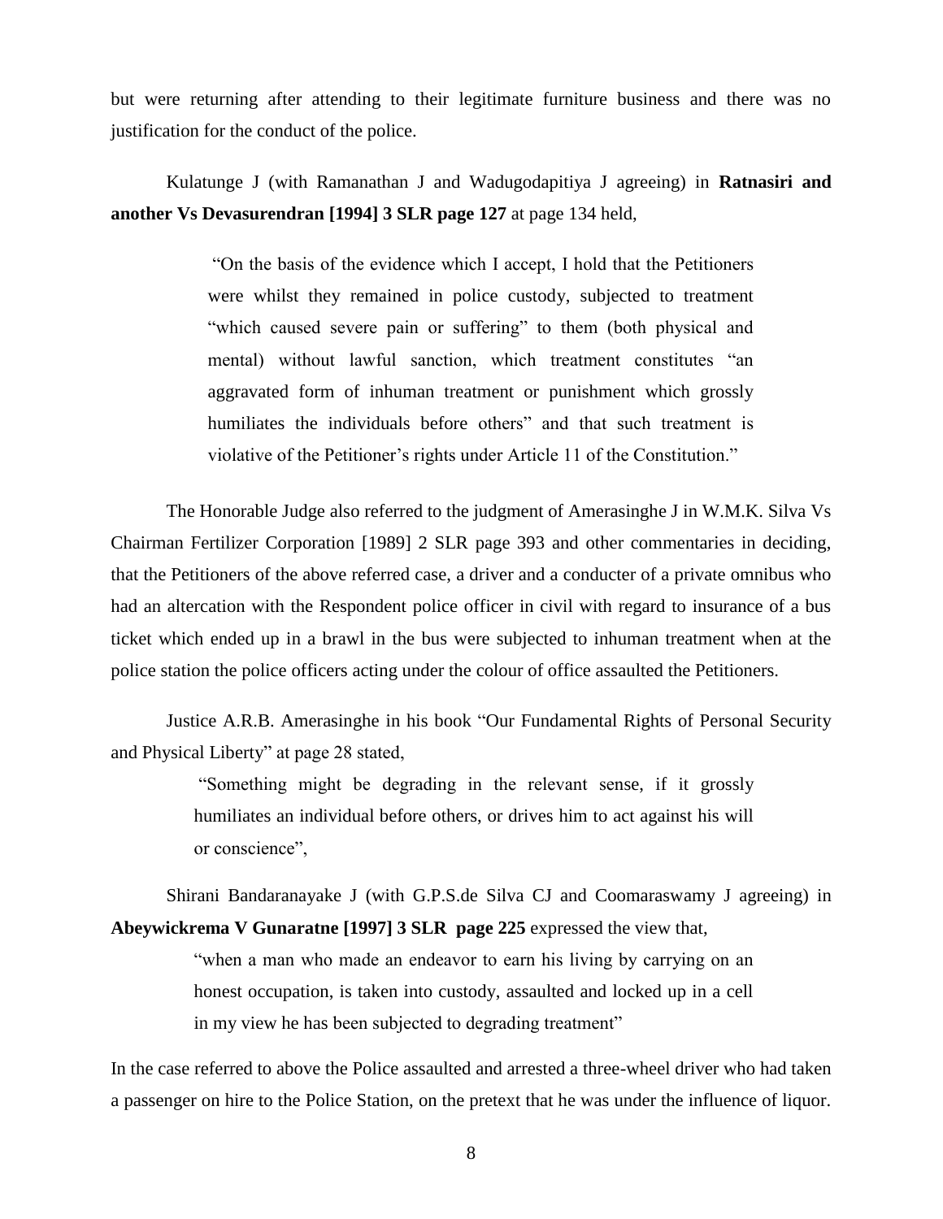but were returning after attending to their legitimate furniture business and there was no justification for the conduct of the police.

Kulatunge J (with Ramanathan J and Wadugodapitiya J agreeing) in **Ratnasiri and another Vs Devasurendran [1994] 3 SLR page 127** at page 134 held,

> "On the basis of the evidence which I accept, I hold that the Petitioners were whilst they remained in police custody, subjected to treatment "which caused severe pain or suffering" to them (both physical and mental) without lawful sanction, which treatment constitutes "an aggravated form of inhuman treatment or punishment which grossly humiliates the individuals before others" and that such treatment is violative of the Petitioner's rights under Article 11 of the Constitution."

The Honorable Judge also referred to the judgment of Amerasinghe J in W.M.K. Silva Vs Chairman Fertilizer Corporation [1989] 2 SLR page 393 and other commentaries in deciding, that the Petitioners of the above referred case, a driver and a conducter of a private omnibus who had an altercation with the Respondent police officer in civil with regard to insurance of a bus ticket which ended up in a brawl in the bus were subjected to inhuman treatment when at the police station the police officers acting under the colour of office assaulted the Petitioners.

Justice A.R.B. Amerasinghe in his book "Our Fundamental Rights of Personal Security and Physical Liberty" at page 28 stated,

> "Something might be degrading in the relevant sense, if it grossly humiliates an individual before others, or drives him to act against his will or conscience",

Shirani Bandaranayake J (with G.P.S.de Silva CJ and Coomaraswamy J agreeing) in **Abeywickrema V Gunaratne [1997] 3 SLR page 225** expressed the view that,

> "when a man who made an endeavor to earn his living by carrying on an honest occupation, is taken into custody, assaulted and locked up in a cell in my view he has been subjected to degrading treatment"

In the case referred to above the Police assaulted and arrested a three-wheel driver who had taken a passenger on hire to the Police Station, on the pretext that he was under the influence of liquor.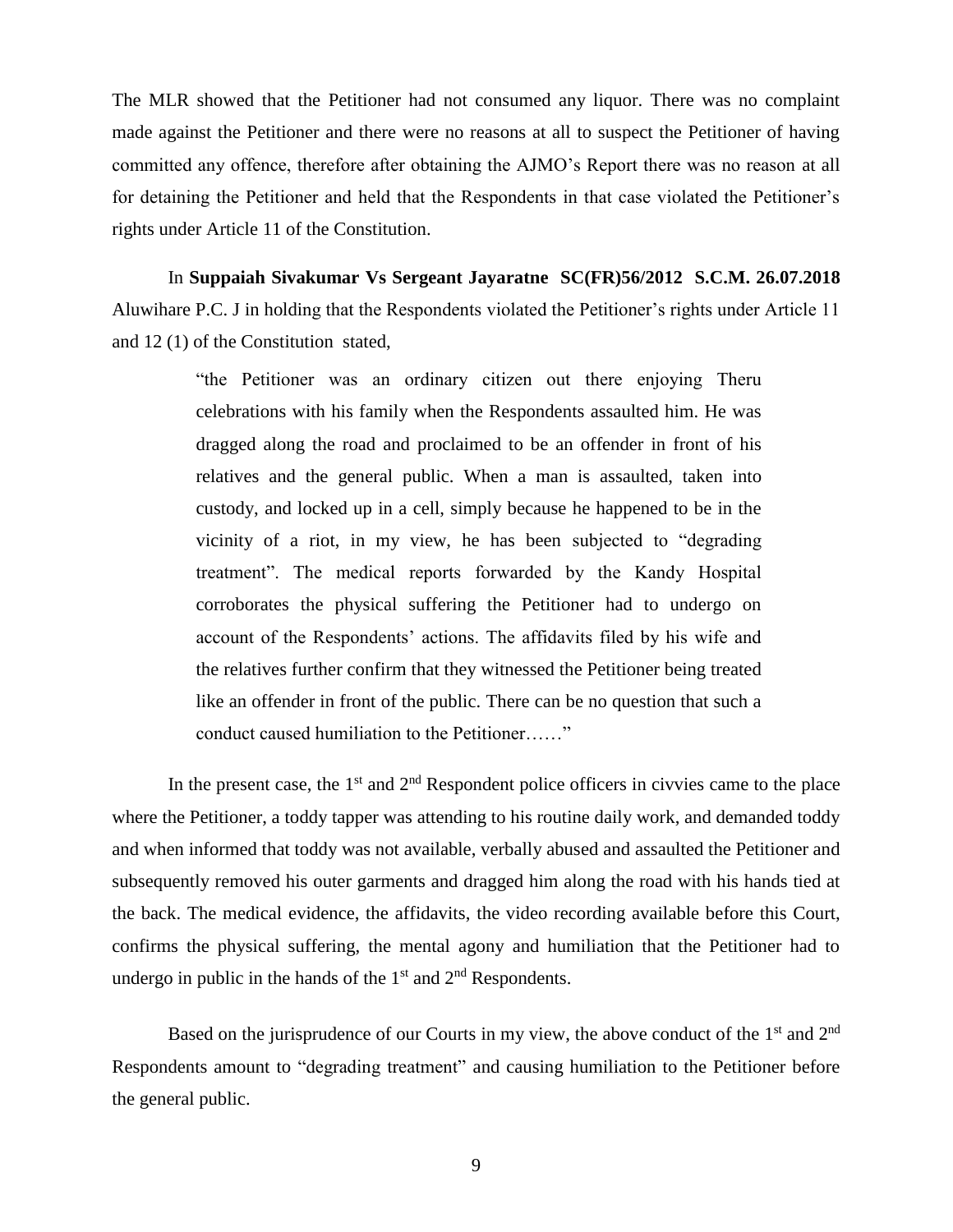The MLR showed that the Petitioner had not consumed any liquor. There was no complaint made against the Petitioner and there were no reasons at all to suspect the Petitioner of having committed any offence, therefore after obtaining the AJMO's Report there was no reason at all for detaining the Petitioner and held that the Respondents in that case violated the Petitioner's rights under Article 11 of the Constitution.

In **Suppaiah Sivakumar Vs Sergeant Jayaratne SC(FR)56/2012 S.C.M. 26.07.2018** Aluwihare P.C. J in holding that the Respondents violated the Petitioner's rights under Article 11 and 12 (1) of the Constitution stated,

> "the Petitioner was an ordinary citizen out there enjoying Theru celebrations with his family when the Respondents assaulted him. He was dragged along the road and proclaimed to be an offender in front of his relatives and the general public. When a man is assaulted, taken into custody, and locked up in a cell, simply because he happened to be in the vicinity of a riot, in my view, he has been subjected to "degrading treatment". The medical reports forwarded by the Kandy Hospital corroborates the physical suffering the Petitioner had to undergo on account of the Respondents' actions. The affidavits filed by his wife and the relatives further confirm that they witnessed the Petitioner being treated like an offender in front of the public. There can be no question that such a conduct caused humiliation to the Petitioner……"

In the present case, the 1st and 2nd Respondent police officers in civvies came to the place where the Petitioner, a toddy tapper was attending to his routine daily work, and demanded toddy and when informed that toddy was not available, verbally abused and assaulted the Petitioner and subsequently removed his outer garments and dragged him along the road with his hands tied at the back. The medical evidence, the affidavits, the video recording available before this Court, confirms the physical suffering, the mental agony and humiliation that the Petitioner had to undergo in public in the hands of the 1st and 2nd Respondents.

Based on the jurisprudence of our Courts in my view, the above conduct of the 1st and 2nd Respondents amount to "degrading treatment" and causing humiliation to the Petitioner before the general public.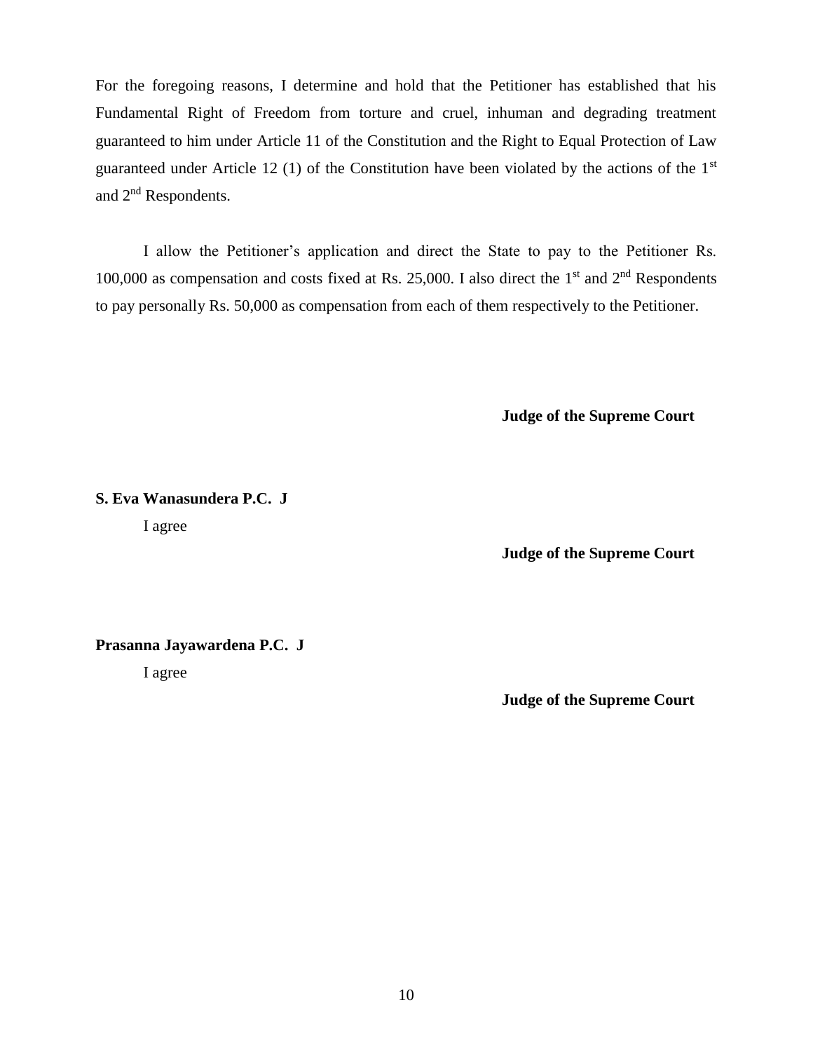For the foregoing reasons, I determine and hold that the Petitioner has established that his Fundamental Right of Freedom from torture and cruel, inhuman and degrading treatment guaranteed to him under Article 11 of the Constitution and the Right to Equal Protection of Law guaranteed under Article 12 (1) of the Constitution have been violated by the actions of the 1st and 2nd Respondents.

I allow the Petitioner's application and direct the State to pay to the Petitioner Rs. 100,000 as compensation and costs fixed at Rs. 25,000. I also direct the 1st and 2nd Respondents to pay personally Rs. 50,000 as compensation from each of them respectively to the Petitioner.

**Judge of the Supreme Court**

**S. Eva Wanasundera P.C. J**

I agree

**Judge of the Supreme Court**

**Prasanna Jayawardena P.C. J**

I agree

**Judge of the Supreme Court**